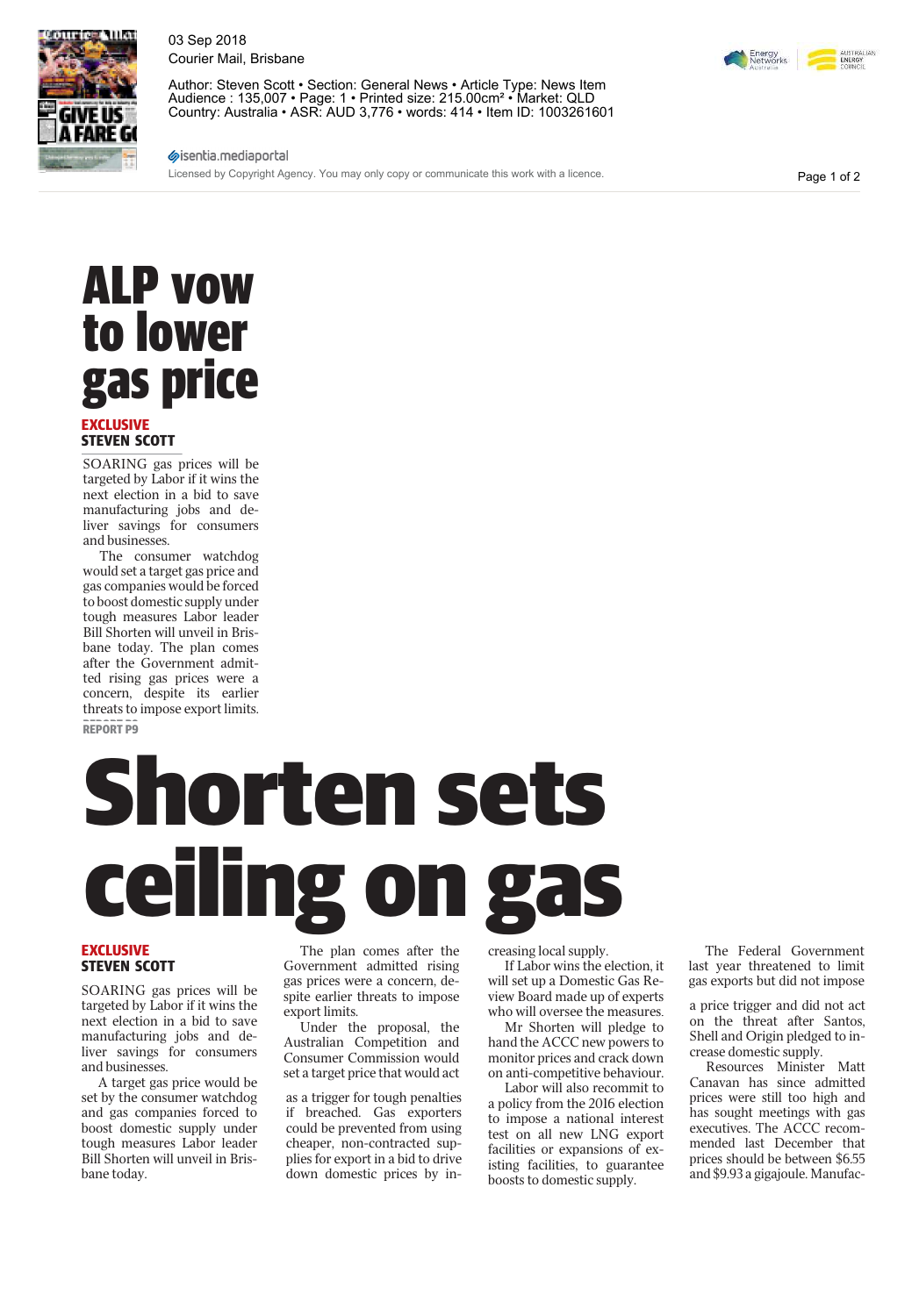03 Sep 2018
Courier Mail, Brisbane

Author: Steven Scott • Section: General News • Article Type: News Item
Audience : 135,007 • Page: 1 • Printed size: 215.00cm² • Market: QLD
Country: Australia • ASR: AUD 3,776 • words: 414 • Item ID: 1003261601

isentia.mediaportal
Licensed by Copyright Agency. You may only copy or communicate this work with a licence.

# ALP vow to lower gas price

**EXCLUSIVE**
**STEVEN SCOTT**

SOARING gas prices will be targeted by Labor if it wins the next election in a bid to save manufacturing jobs and deliver savings for consumers and businesses.

The consumer watchdog would set a target gas price and gas companies would be forced to boost domestic supply under tough measures Labor leader Bill Shorten will unveil in Brisbane today. The plan comes after the Government admitted rising gas prices were a concern, despite its earlier threats to impose export limits.

REPORT P9

# Shorten sets ceiling on gas

**EXCLUSIVE**
**STEVEN SCOTT**

SOARING gas prices will be targeted by Labor if it wins the next election in a bid to save manufacturing jobs and deliver savings for consumers and businesses.

A target gas price would be set by the consumer watchdog and gas companies forced to boost domestic supply under tough measures Labor leader Bill Shorten will unveil in Brisbane today.

The plan comes after the Government admitted rising gas prices were a concern, despite earlier threats to impose export limits.

Under the proposal, the Australian Competition and Consumer Commission would set a target price that would act as a trigger for tough penalties if breached. Gas exporters could be prevented from using cheaper, non-contracted supplies for export in a bid to drive down domestic prices by increasing local supply.

If Labor wins the election, it will set up a Domestic Gas Review Board made up of experts who will oversee the measures.

Mr Shorten will pledge to hand the ACCC new powers to monitor prices and crack down on anti-competitive behaviour.

Labor will also recommit to a policy from the 2016 election to impose a national interest test on all new LNG export facilities or expansions of existing facilities, to guarantee boosts to domestic supply.

The Federal Government last year threatened to limit gas exports but did not impose a price trigger and did not act on the threat after Santos, Shell and Origin pledged to increase domestic supply.

Resources Minister Matt Canavan has since admitted prices were still too high and has sought meetings with gas executives. The ACCC recommended last December that prices should be between $6.55 and $9.93 a gigajoule. Manufac-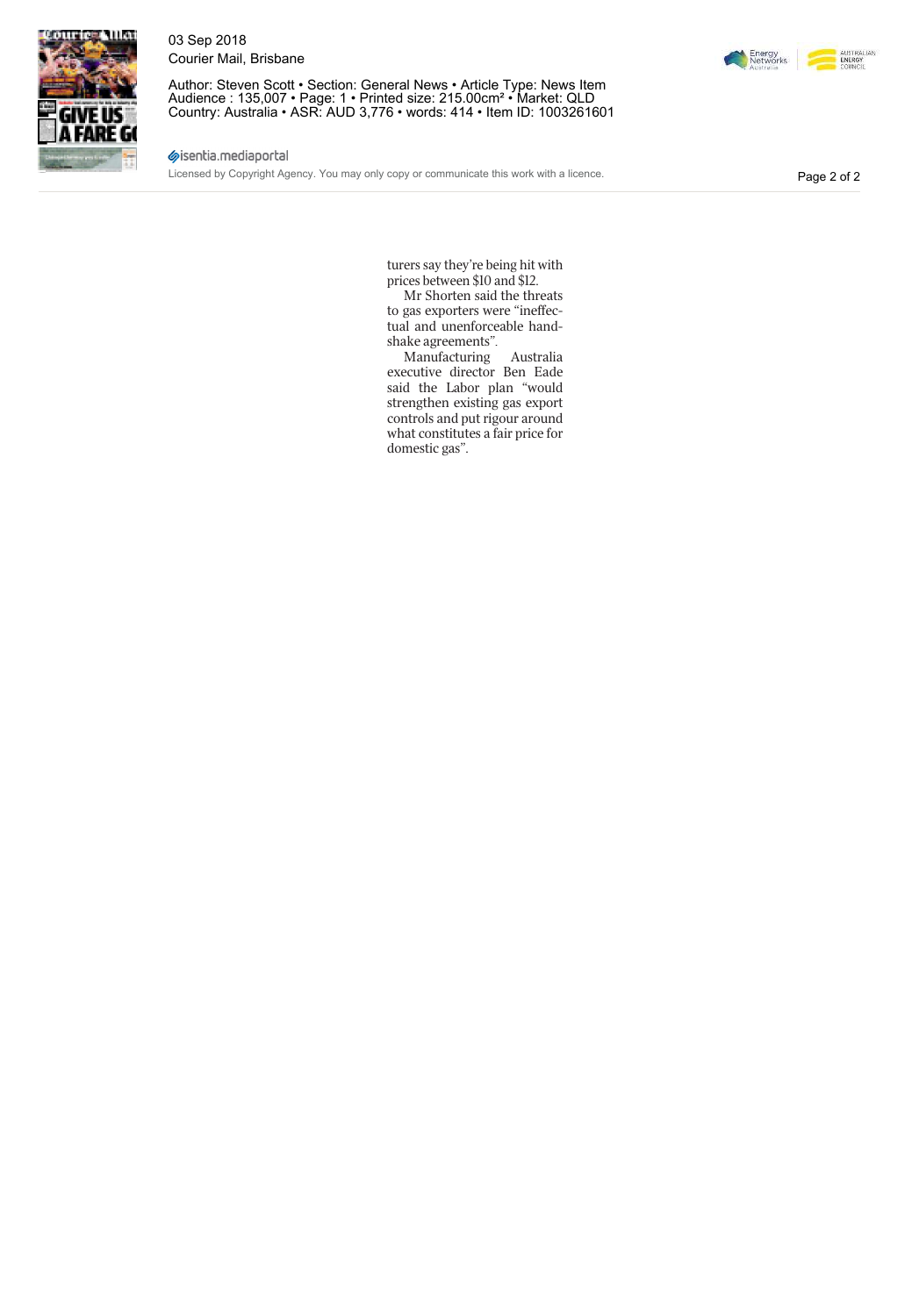turers say they're being hit with prices between $10 and $12.

Mr Shorten said the threats to gas exporters were "ineffectual and unenforceable handshake agreements".

Manufacturing Australia executive director Ben Eade said the Labor plan "would strengthen existing gas export controls and put rigour around what constitutes a fair price for domestic gas".